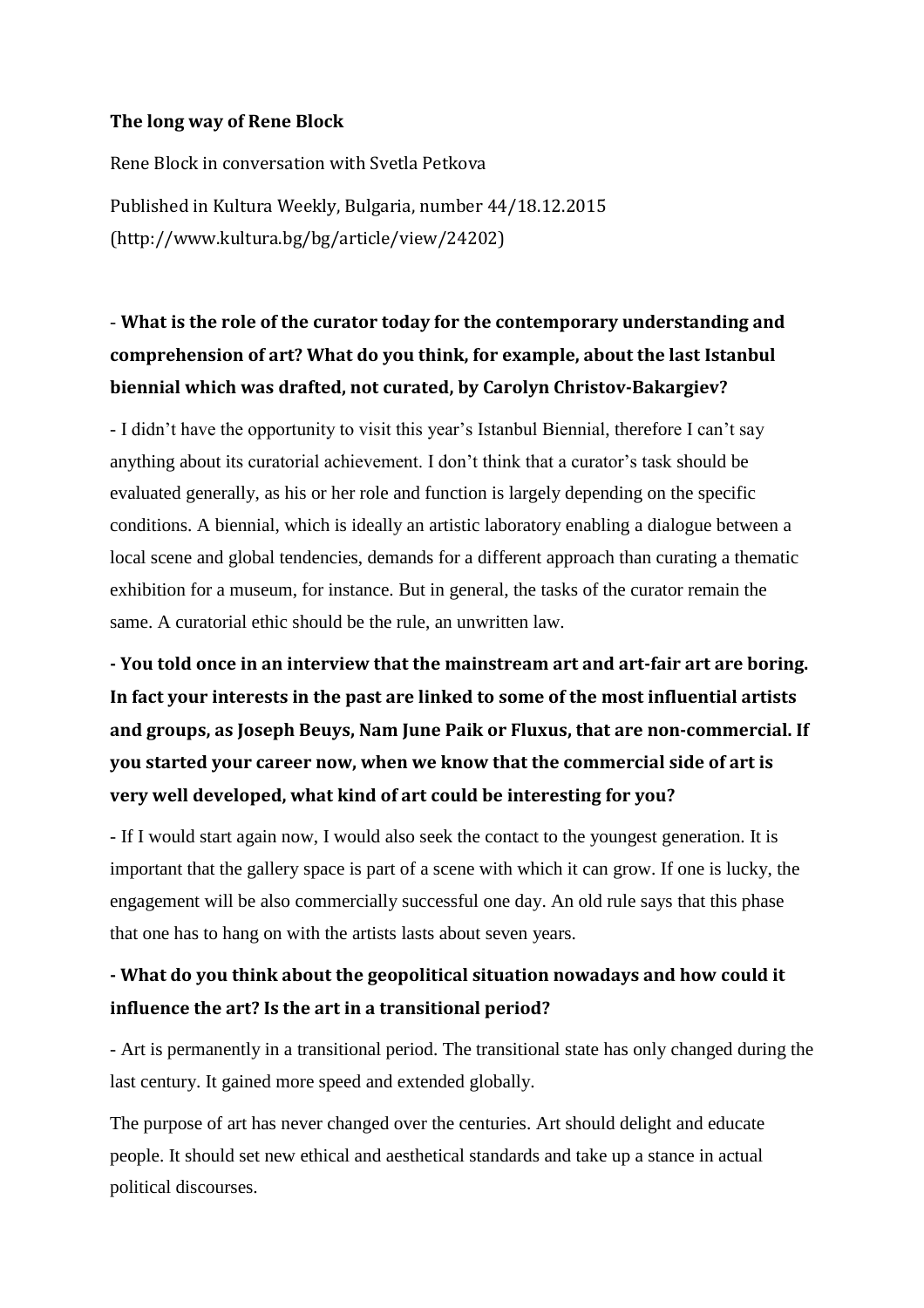# The long way of Rene Block

Rene Block in conversation with Svetla Petkova

Published in Kultura Weekly, Bulgaria, number 44/18.12.2015
(http://www.kultura.bg/bg/article/view/24202)

**- What is the role of the curator today for the contemporary understanding and comprehension of art? What do you think, for example, about the last Istanbul biennial which was drafted, not curated, by Carolyn Christov-Bakargiev?**

- I didn't have the opportunity to visit this year's Istanbul Biennial, therefore I can't say anything about its curatorial achievement. I don't think that a curator's task should be evaluated generally, as his or her role and function is largely depending on the specific conditions. A biennial, which is ideally an artistic laboratory enabling a dialogue between a local scene and global tendencies, demands for a different approach than curating a thematic exhibition for a museum, for instance. But in general, the tasks of the curator remain the same. A curatorial ethic should be the rule, an unwritten law.

**- You told once in an interview that the mainstream art and art-fair art are boring. In fact your interests in the past are linked to some of the most influential artists and groups, as Joseph Beuys, Nam June Paik or Fluxus, that are non-commercial. If you started your career now, when we know that the commercial side of art is very well developed, what kind of art could be interesting for you?**

- If I would start again now, I would also seek the contact to the youngest generation. It is important that the gallery space is part of a scene with which it can grow. If one is lucky, the engagement will be also commercially successful one day. An old rule says that this phase that one has to hang on with the artists lasts about seven years.

**- What do you think about the geopolitical situation nowadays and how could it influence the art? Is the art in a transitional period?**

- Art is permanently in a transitional period. The transitional state has only changed during the last century. It gained more speed and extended globally.

The purpose of art has never changed over the centuries. Art should delight and educate people. It should set new ethical and aesthetical standards and take up a stance in actual political discourses.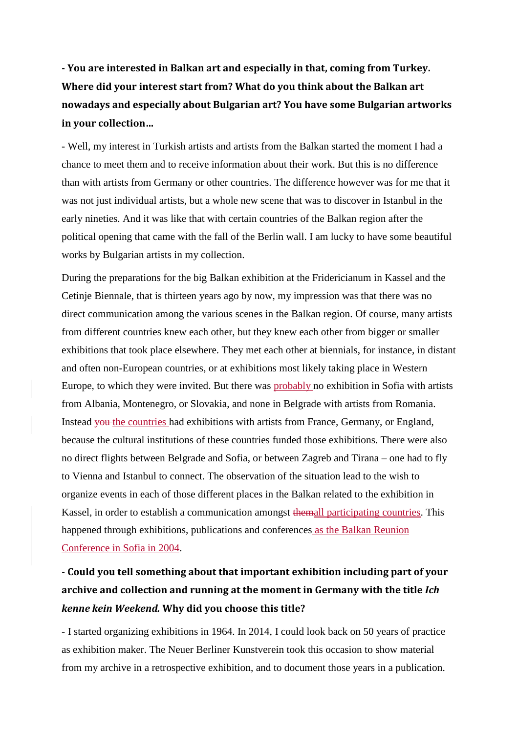**- You are interested in Balkan art and especially in that, coming from Turkey. Where did your interest start from? What do you think about the Balkan art nowadays and especially about Bulgarian art? You have some Bulgarian artworks in your collection…**

- Well, my interest in Turkish artists and artists from the Balkan started the moment I had a chance to meet them and to receive information about their work. But this is no difference than with artists from Germany or other countries. The difference however was for me that it was not just individual artists, but a whole new scene that was to discover in Istanbul in the early nineties. And it was like that with certain countries of the Balkan region after the political opening that came with the fall of the Berlin wall. I am lucky to have some beautiful works by Bulgarian artists in my collection.

During the preparations for the big Balkan exhibition at the Fridericianum in Kassel and the Cetinje Biennale, that is thirteen years ago by now, my impression was that there was no direct communication among the various scenes in the Balkan region. Of course, many artists from different countries knew each other, but they knew each other from bigger or smaller exhibitions that took place elsewhere. They met each other at biennials, for instance, in distant and often non-European countries, or at exhibitions most likely taking place in Western Europe, to which they were invited. But there was probably no exhibition in Sofia with artists from Albania, Montenegro, or Slovakia, and none in Belgrade with artists from Romania. Instead ~~you~~ the countries had exhibitions with artists from France, Germany, or England, because the cultural institutions of these countries funded those exhibitions. There were also no direct flights between Belgrade and Sofia, or between Zagreb and Tirana – one had to fly to Vienna and Istanbul to connect. The observation of the situation lead to the wish to organize events in each of those different places in the Balkan related to the exhibition in Kassel, in order to establish a communication amongst ~~them~~all participating countries. This happened through exhibitions, publications and conferences as the Balkan Reunion Conference in Sofia in 2004.

**- Could you tell something about that important exhibition including part of your archive and collection and running at the moment in Germany with the title *Ich kenne kein Weekend.* Why did you choose this title?**

- I started organizing exhibitions in 1964. In 2014, I could look back on 50 years of practice as exhibition maker. The Neuer Berliner Kunstverein took this occasion to show material from my archive in a retrospective exhibition, and to document those years in a publication.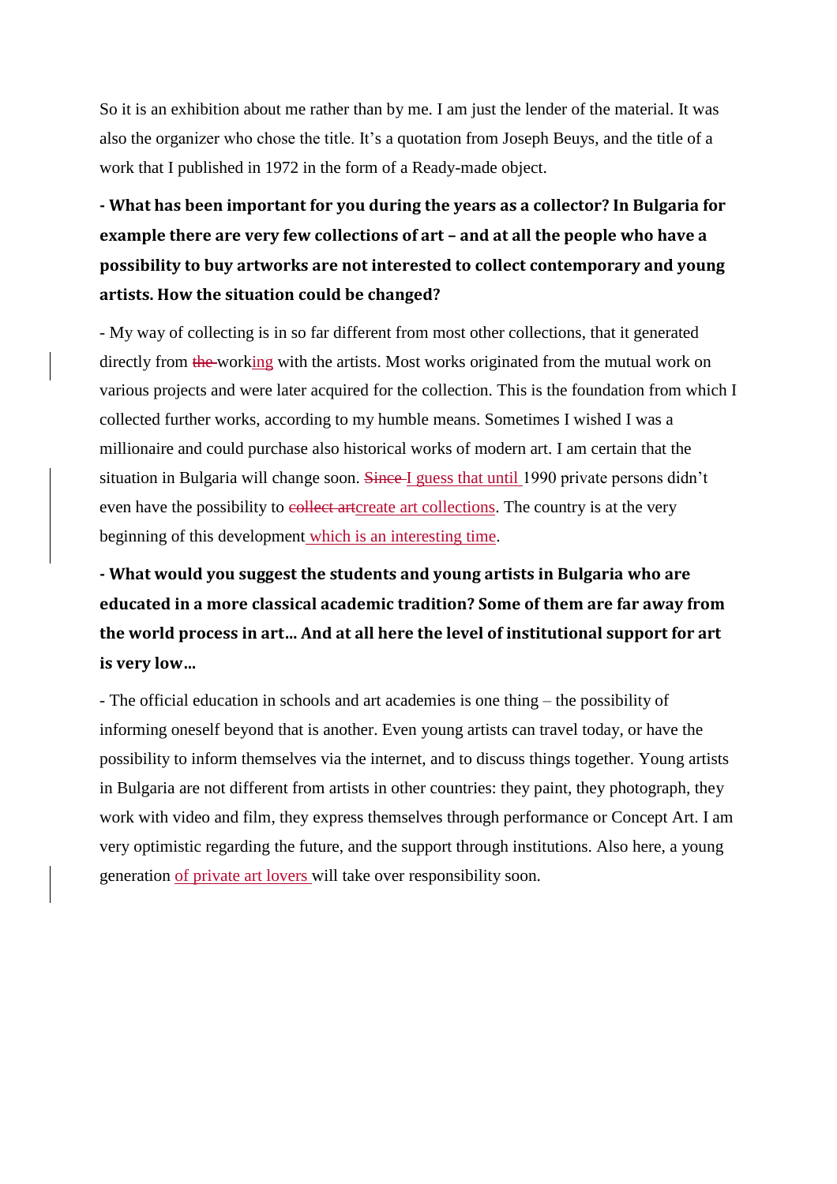So it is an exhibition about me rather than by me. I am just the lender of the material. It was also the organizer who chose the title. It's a quotation from Joseph Beuys, and the title of a work that I published in 1972 in the form of a Ready-made object.

**- What has been important for you during the years as a collector? In Bulgaria for example there are very few collections of art – and at all the people who have a possibility to buy artworks are not interested to collect contemporary and young artists. How the situation could be changed?**

- My way of collecting is in so far different from most other collections, that it generated directly from ~~the~~ working with the artists. Most works originated from the mutual work on various projects and were later acquired for the collection. This is the foundation from which I collected further works, according to my humble means. Sometimes I wished I was a millionaire and could purchase also historical works of modern art. I am certain that the situation in Bulgaria will change soon. ~~Since~~ I guess that until 1990 private persons didn't even have the possibility to ~~collect art~~create art collections. The country is at the very beginning of this development which is an interesting time.

**- What would you suggest the students and young artists in Bulgaria who are educated in a more classical academic tradition? Some of them are far away from the world process in art… And at all here the level of institutional support for art is very low…**

- The official education in schools and art academies is one thing – the possibility of informing oneself beyond that is another. Even young artists can travel today, or have the possibility to inform themselves via the internet, and to discuss things together. Young artists in Bulgaria are not different from artists in other countries: they paint, they photograph, they work with video and film, they express themselves through performance or Concept Art. I am very optimistic regarding the future, and the support through institutions. Also here, a young generation of private art lovers will take over responsibility soon.